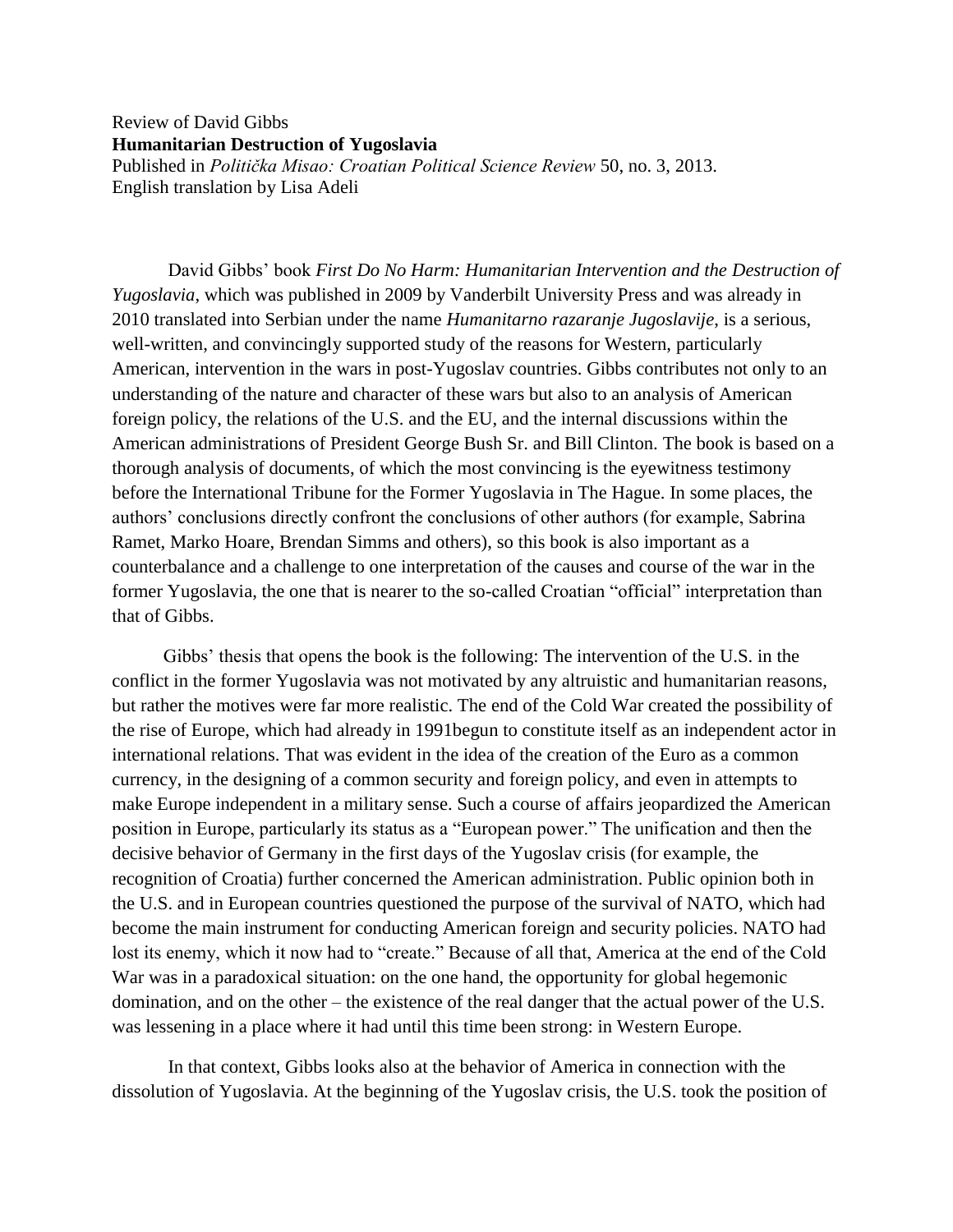Review of David Gibbs
**Humanitarian Destruction of Yugoslavia**
Published in *Politička Misao: Croatian Political Science Review* 50, no. 3, 2013.
English translation by Lisa Adeli

David Gibbs' book *First Do No Harm: Humanitarian Intervention and the Destruction of Yugoslavia*, which was published in 2009 by Vanderbilt University Press and was already in 2010 translated into Serbian under the name *Humanitarno razaranje Jugoslavije*, is a serious, well-written, and convincingly supported study of the reasons for Western, particularly American, intervention in the wars in post-Yugoslav countries. Gibbs contributes not only to an understanding of the nature and character of these wars but also to an analysis of American foreign policy, the relations of the U.S. and the EU, and the internal discussions within the American administrations of President George Bush Sr. and Bill Clinton. The book is based on a thorough analysis of documents, of which the most convincing is the eyewitness testimony before the International Tribune for the Former Yugoslavia in The Hague. In some places, the authors' conclusions directly confront the conclusions of other authors (for example, Sabrina Ramet, Marko Hoare, Brendan Simms and others), so this book is also important as a counterbalance and a challenge to one interpretation of the causes and course of the war in the former Yugoslavia, the one that is nearer to the so-called Croatian "official" interpretation than that of Gibbs.

Gibbs' thesis that opens the book is the following: The intervention of the U.S. in the conflict in the former Yugoslavia was not motivated by any altruistic and humanitarian reasons, but rather the motives were far more realistic. The end of the Cold War created the possibility of the rise of Europe, which had already in 1991begun to constitute itself as an independent actor in international relations. That was evident in the idea of the creation of the Euro as a common currency, in the designing of a common security and foreign policy, and even in attempts to make Europe independent in a military sense. Such a course of affairs jeopardized the American position in Europe, particularly its status as a "European power." The unification and then the decisive behavior of Germany in the first days of the Yugoslav crisis (for example, the recognition of Croatia) further concerned the American administration. Public opinion both in the U.S. and in European countries questioned the purpose of the survival of NATO, which had become the main instrument for conducting American foreign and security policies. NATO had lost its enemy, which it now had to "create." Because of all that, America at the end of the Cold War was in a paradoxical situation: on the one hand, the opportunity for global hegemonic domination, and on the other – the existence of the real danger that the actual power of the U.S. was lessening in a place where it had until this time been strong: in Western Europe.

In that context, Gibbs looks also at the behavior of America in connection with the dissolution of Yugoslavia. At the beginning of the Yugoslav crisis, the U.S. took the position of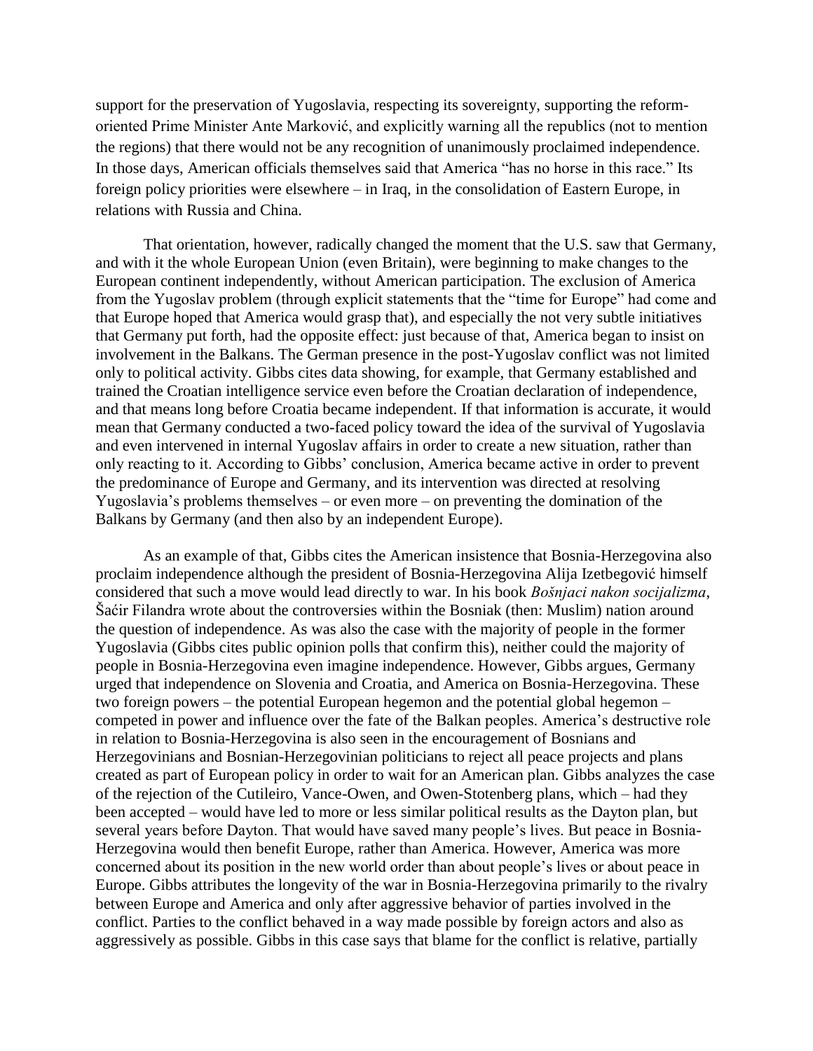support for the preservation of Yugoslavia, respecting its sovereignty, supporting the reform-oriented Prime Minister Ante Marković, and explicitly warning all the republics (not to mention the regions) that there would not be any recognition of unanimously proclaimed independence. In those days, American officials themselves said that America "has no horse in this race." Its foreign policy priorities were elsewhere – in Iraq, in the consolidation of Eastern Europe, in relations with Russia and China.

That orientation, however, radically changed the moment that the U.S. saw that Germany, and with it the whole European Union (even Britain), were beginning to make changes to the European continent independently, without American participation. The exclusion of America from the Yugoslav problem (through explicit statements that the "time for Europe" had come and that Europe hoped that America would grasp that), and especially the not very subtle initiatives that Germany put forth, had the opposite effect: just because of that, America began to insist on involvement in the Balkans. The German presence in the post-Yugoslav conflict was not limited only to political activity. Gibbs cites data showing, for example, that Germany established and trained the Croatian intelligence service even before the Croatian declaration of independence, and that means long before Croatia became independent. If that information is accurate, it would mean that Germany conducted a two-faced policy toward the idea of the survival of Yugoslavia and even intervened in internal Yugoslav affairs in order to create a new situation, rather than only reacting to it. According to Gibbs' conclusion, America became active in order to prevent the predominance of Europe and Germany, and its intervention was directed at resolving Yugoslavia's problems themselves – or even more – on preventing the domination of the Balkans by Germany (and then also by an independent Europe).

As an example of that, Gibbs cites the American insistence that Bosnia-Herzegovina also proclaim independence although the president of Bosnia-Herzegovina Alija Izetbegović himself considered that such a move would lead directly to war. In his book *Bošnjaci nakon socijalizma*, Šaćir Filandra wrote about the controversies within the Bosniak (then: Muslim) nation around the question of independence. As was also the case with the majority of people in the former Yugoslavia (Gibbs cites public opinion polls that confirm this), neither could the majority of people in Bosnia-Herzegovina even imagine independence. However, Gibbs argues, Germany urged that independence on Slovenia and Croatia, and America on Bosnia-Herzegovina. These two foreign powers – the potential European hegemon and the potential global hegemon – competed in power and influence over the fate of the Balkan peoples. America's destructive role in relation to Bosnia-Herzegovina is also seen in the encouragement of Bosnians and Herzegovinians and Bosnian-Herzegovinian politicians to reject all peace projects and plans created as part of European policy in order to wait for an American plan. Gibbs analyzes the case of the rejection of the Cutileiro, Vance-Owen, and Owen-Stotenberg plans, which – had they been accepted – would have led to more or less similar political results as the Dayton plan, but several years before Dayton. That would have saved many people's lives. But peace in Bosnia-Herzegovina would then benefit Europe, rather than America. However, America was more concerned about its position in the new world order than about people's lives or about peace in Europe. Gibbs attributes the longevity of the war in Bosnia-Herzegovina primarily to the rivalry between Europe and America and only after aggressive behavior of parties involved in the conflict. Parties to the conflict behaved in a way made possible by foreign actors and also as aggressively as possible. Gibbs in this case says that blame for the conflict is relative, partially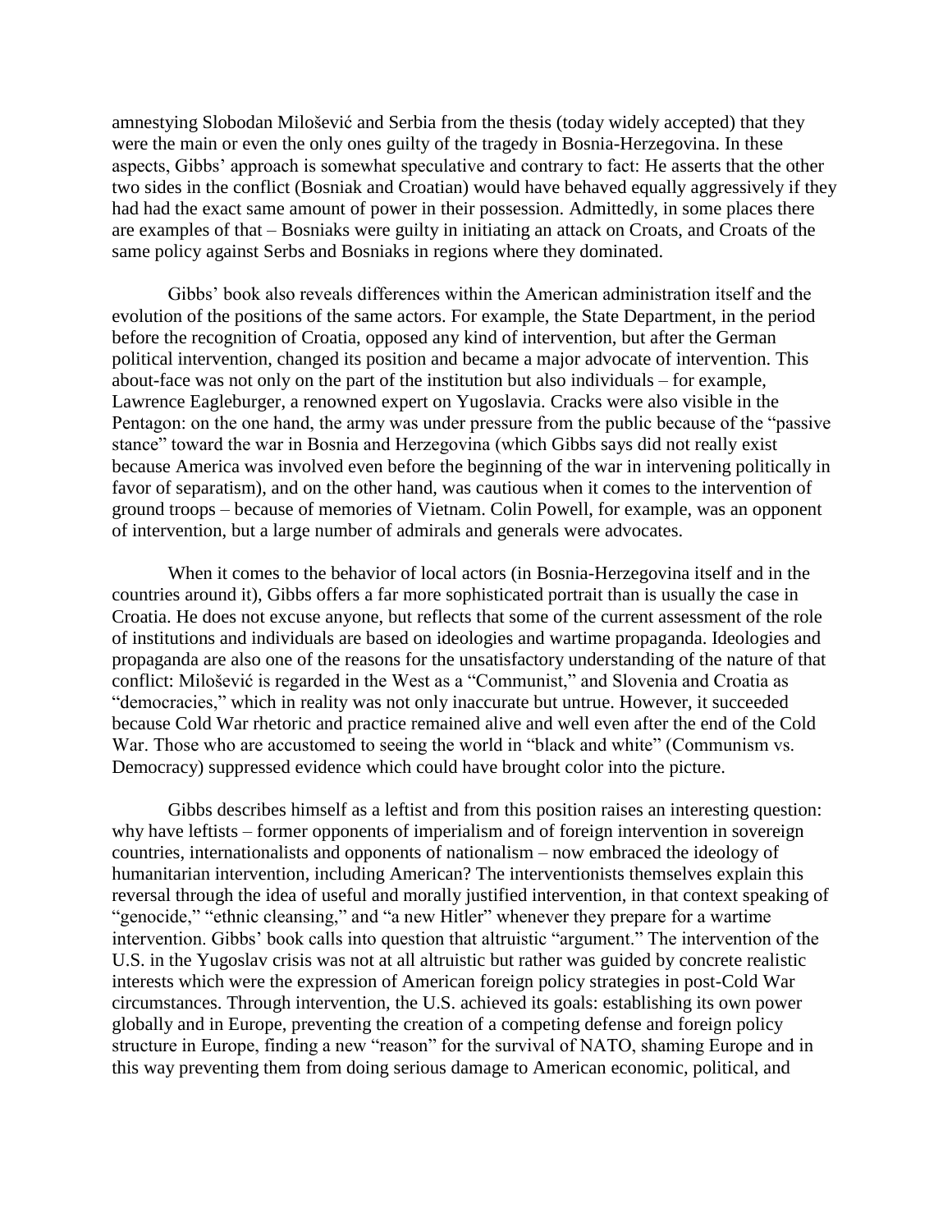amnestying Slobodan Milošević and Serbia from the thesis (today widely accepted) that they were the main or even the only ones guilty of the tragedy in Bosnia-Herzegovina. In these aspects, Gibbs' approach is somewhat speculative and contrary to fact: He asserts that the other two sides in the conflict (Bosniak and Croatian) would have behaved equally aggressively if they had had the exact same amount of power in their possession. Admittedly, in some places there are examples of that – Bosniaks were guilty in initiating an attack on Croats, and Croats of the same policy against Serbs and Bosniaks in regions where they dominated.

Gibbs' book also reveals differences within the American administration itself and the evolution of the positions of the same actors. For example, the State Department, in the period before the recognition of Croatia, opposed any kind of intervention, but after the German political intervention, changed its position and became a major advocate of intervention. This about-face was not only on the part of the institution but also individuals – for example, Lawrence Eagleburger, a renowned expert on Yugoslavia. Cracks were also visible in the Pentagon: on the one hand, the army was under pressure from the public because of the "passive stance" toward the war in Bosnia and Herzegovina (which Gibbs says did not really exist because America was involved even before the beginning of the war in intervening politically in favor of separatism), and on the other hand, was cautious when it comes to the intervention of ground troops – because of memories of Vietnam. Colin Powell, for example, was an opponent of intervention, but a large number of admirals and generals were advocates.

When it comes to the behavior of local actors (in Bosnia-Herzegovina itself and in the countries around it), Gibbs offers a far more sophisticated portrait than is usually the case in Croatia. He does not excuse anyone, but reflects that some of the current assessment of the role of institutions and individuals are based on ideologies and wartime propaganda. Ideologies and propaganda are also one of the reasons for the unsatisfactory understanding of the nature of that conflict: Milošević is regarded in the West as a "Communist," and Slovenia and Croatia as "democracies," which in reality was not only inaccurate but untrue. However, it succeeded because Cold War rhetoric and practice remained alive and well even after the end of the Cold War. Those who are accustomed to seeing the world in "black and white" (Communism vs. Democracy) suppressed evidence which could have brought color into the picture.

Gibbs describes himself as a leftist and from this position raises an interesting question: why have leftists – former opponents of imperialism and of foreign intervention in sovereign countries, internationalists and opponents of nationalism – now embraced the ideology of humanitarian intervention, including American? The interventionists themselves explain this reversal through the idea of useful and morally justified intervention, in that context speaking of "genocide," "ethnic cleansing," and "a new Hitler" whenever they prepare for a wartime intervention. Gibbs' book calls into question that altruistic "argument." The intervention of the U.S. in the Yugoslav crisis was not at all altruistic but rather was guided by concrete realistic interests which were the expression of American foreign policy strategies in post-Cold War circumstances. Through intervention, the U.S. achieved its goals: establishing its own power globally and in Europe, preventing the creation of a competing defense and foreign policy structure in Europe, finding a new "reason" for the survival of NATO, shaming Europe and in this way preventing them from doing serious damage to American economic, political, and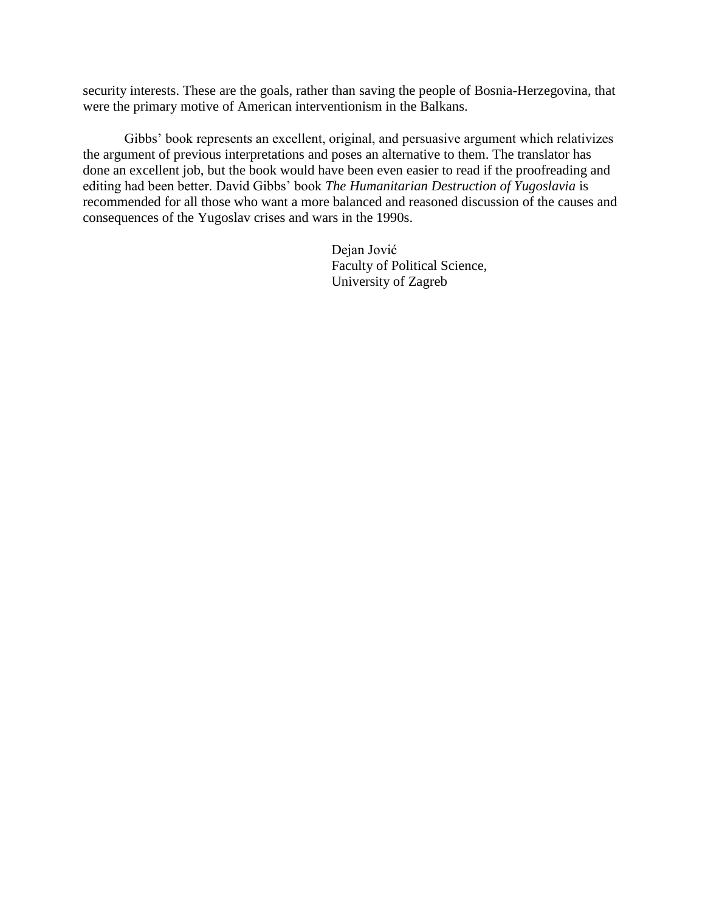security interests. These are the goals, rather than saving the people of Bosnia-Herzegovina, that were the primary motive of American interventionism in the Balkans.

Gibbs' book represents an excellent, original, and persuasive argument which relativizes the argument of previous interpretations and poses an alternative to them. The translator has done an excellent job, but the book would have been even easier to read if the proofreading and editing had been better. David Gibbs' book *The Humanitarian Destruction of Yugoslavia* is recommended for all those who want a more balanced and reasoned discussion of the causes and consequences of the Yugoslav crises and wars in the 1990s.

Dejan Jović
Faculty of Political Science,
University of Zagreb